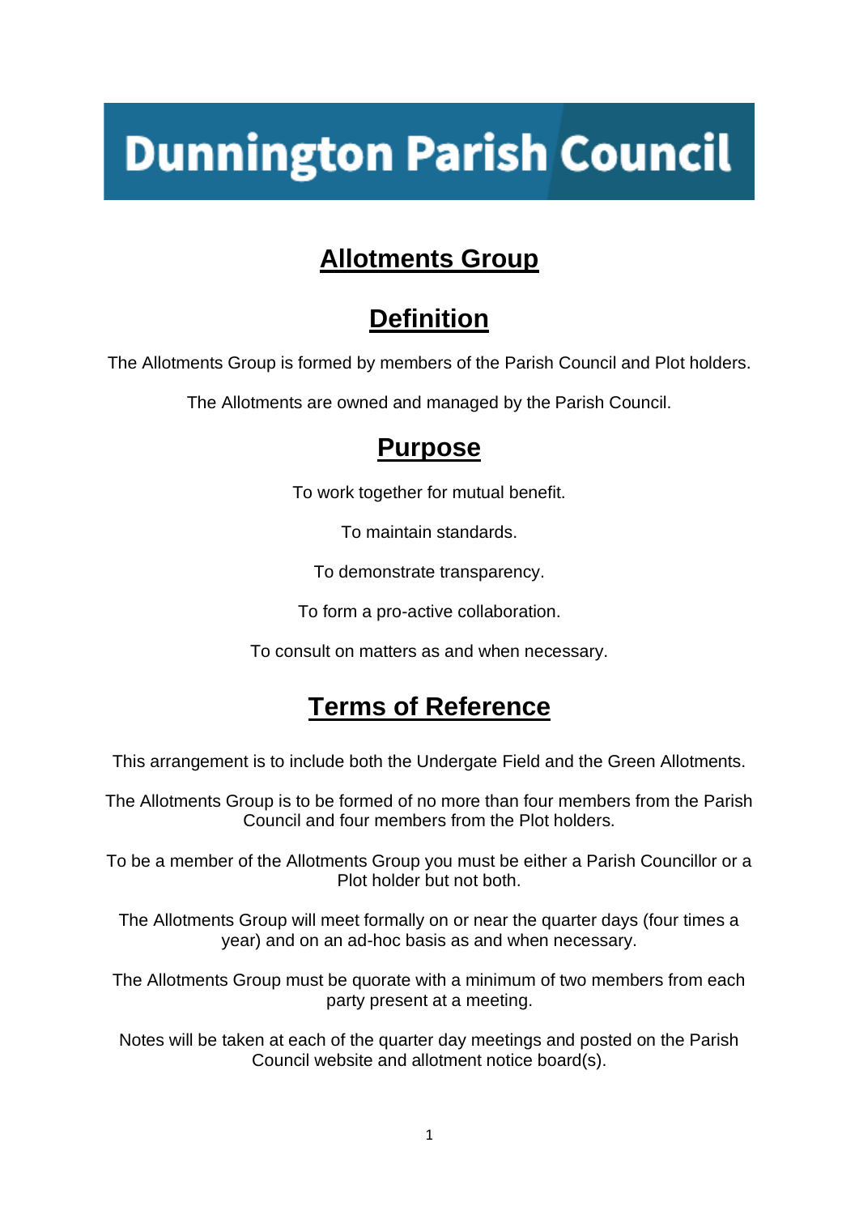# Dunnington Parish Council

## Allotments Group

## Definition

The Allotments Group is formed by members of the Parish Council and Plot holders.

The Allotments are owned and managed by the Parish Council.

## Purpose

To work together for mutual benefit.

To maintain standards.

To demonstrate transparency.

To form a pro-active collaboration.

To consult on matters as and when necessary.

## Terms of Reference

This arrangement is to include both the Undergate Field and the Green Allotments.

The Allotments Group is to be formed of no more than four members from the Parish Council and four members from the Plot holders.

To be a member of the Allotments Group you must be either a Parish Councillor or a Plot holder but not both.

The Allotments Group will meet formally on or near the quarter days (four times a year) and on an ad-hoc basis as and when necessary.

The Allotments Group must be quorate with a minimum of two members from each party present at a meeting.

Notes will be taken at each of the quarter day meetings and posted on the Parish Council website and allotment notice board(s).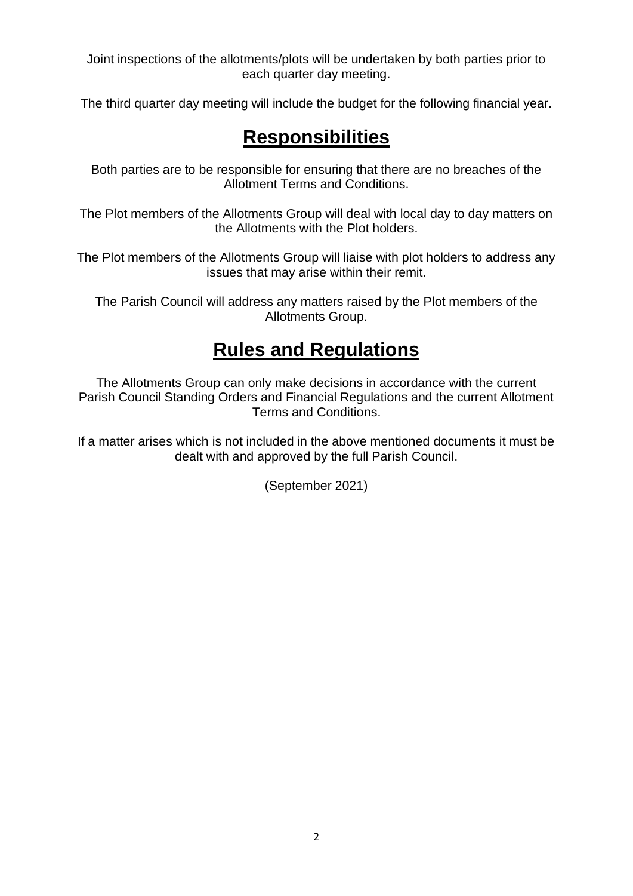Joint inspections of the allotments/plots will be undertaken by both parties prior to each quarter day meeting.

The third quarter day meeting will include the budget for the following financial year.

## Responsibilities

Both parties are to be responsible for ensuring that there are no breaches of the Allotment Terms and Conditions.

The Plot members of the Allotments Group will deal with local day to day matters on the Allotments with the Plot holders.

The Plot members of the Allotments Group will liaise with plot holders to address any issues that may arise within their remit.

The Parish Council will address any matters raised by the Plot members of the Allotments Group.

## Rules and Regulations

The Allotments Group can only make decisions in accordance with the current Parish Council Standing Orders and Financial Regulations and the current Allotment Terms and Conditions.

If a matter arises which is not included in the above mentioned documents it must be dealt with and approved by the full Parish Council.

(September 2021)